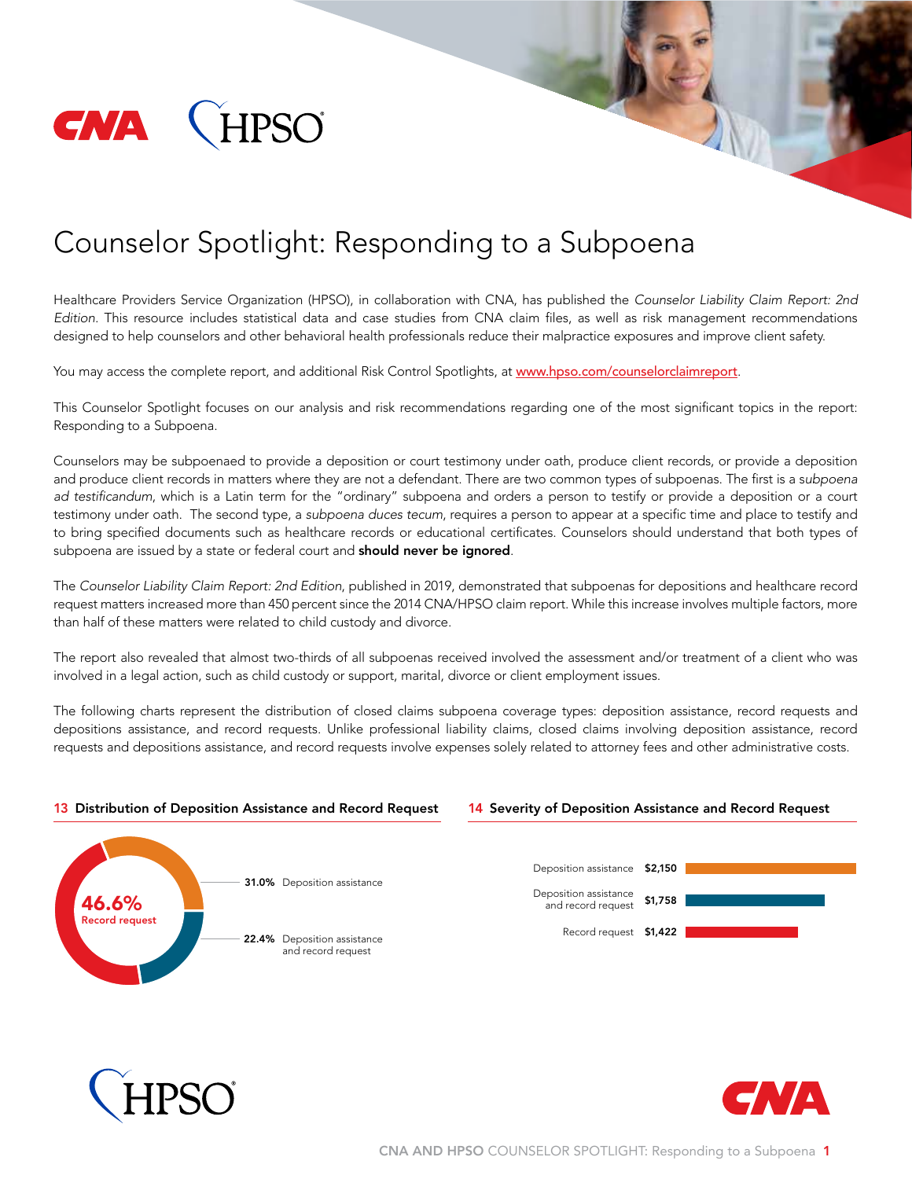# Counselor Spotlight: Responding to a Subpoena

Healthcare Providers Service Organization (HPSO), in collaboration with CNA, has published the *Counselor Liability Claim Report: 2nd Edition*. This resource includes statistical data and case studies from CNA claim files, as well as risk management recommendations designed to help counselors and other behavioral health professionals reduce their malpractice exposures and improve client safety.

You may access the complete report, and additional Risk Control Spotlights, at www.hpso.com/counselorclaimreport.

This Counselor Spotlight focuses on our analysis and risk recommendations regarding one of the most significant topics in the report: Responding to a Subpoena.

Counselors may be subpoenaed to provide a deposition or court testimony under oath, produce client records, or provide a deposition and produce client records in matters where they are not a defendant. There are two common types of subpoenas. The first is a *subpoena ad testificandum*, which is a Latin term for the "ordinary" subpoena and orders a person to testify or provide a deposition or a court testimony under oath. The second type, a *subpoena duces tecum*, requires a person to appear at a specific time and place to testify and to bring specified documents such as healthcare records or educational certificates. Counselors should understand that both types of subpoena are issued by a state or federal court and **should never be ignored**.

The *Counselor Liability Claim Report: 2nd Edition*, published in 2019, demonstrated that subpoenas for depositions and healthcare record request matters increased more than 450 percent since the 2014 CNA/HPSO claim report. While this increase involves multiple factors, more than half of these matters were related to child custody and divorce.

The report also revealed that almost two-thirds of all subpoenas received involved the assessment and/or treatment of a client who was involved in a legal action, such as child custody or support, marital, divorce or client employment issues.

The following charts represent the distribution of closed claims subpoena coverage types: deposition assistance, record requests and depositions assistance, and record requests. Unlike professional liability claims, closed claims involving deposition assistance, record requests and depositions assistance, and record requests involve expenses solely related to attorney fees and other administrative costs.

### 13 Distribution of Deposition Assistance and Record Request

| Type | Percentage |
|---|---|
| Record request | 46.6% |
| Deposition assistance | 31.0% |
| Deposition assistance and record request | 22.4% |

### 14 Severity of Deposition Assistance and Record Request

| Type | Severity |
|---|---|
| Deposition assistance | $2,150 |
| Deposition assistance and record request | $1,758 |
| Record request | $1,422 |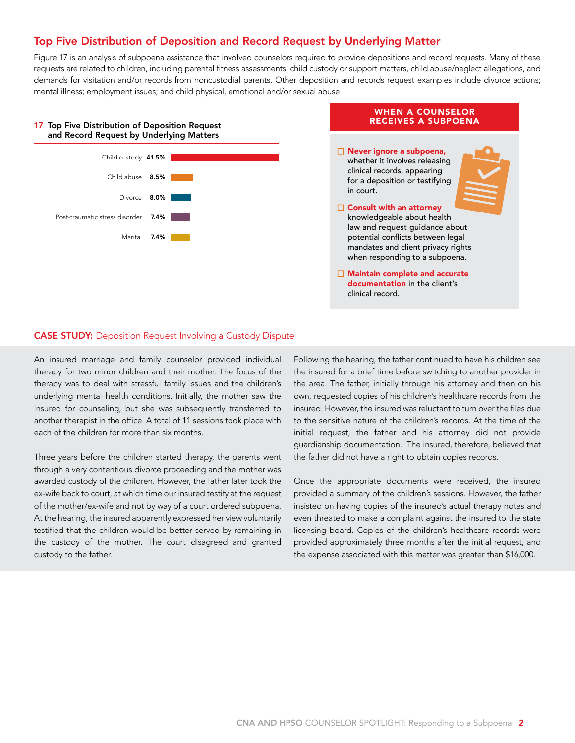## Top Five Distribution of Deposition and Record Request by Underlying Matter

Figure 17 is an analysis of subpoena assistance that involved counselors required to provide depositions and record requests. Many of these requests are related to children, including parental fitness assessments, child custody or support matters, child abuse/neglect allegations, and demands for visitation and/or records from noncustodial parents. Other deposition and records request examples include divorce actions; mental illness; employment issues; and child physical, emotional and/or sexual abuse.

**17 Top Five Distribution of Deposition Request and Record Request by Underlying Matters**

| Underlying Matter | Percentage |
| --- | --- |
| Child custody | 41.5% |
| Child abuse | 8.5% |
| Divorce | 8.0% |
| Post-traumatic stress disorder | 7.4% |
| Marital | 7.4% |

### WHEN A COUNSELOR RECEIVES A SUBPOENA

- ☐ **Never ignore a subpoena,** whether it involves releasing clinical records, appearing for a deposition or testifying in court.
- ☐ **Consult with an attorney** knowledgeable about health law and request guidance about potential conflicts between legal mandates and client privacy rights when responding to a subpoena.
- ☐ **Maintain complete and accurate documentation** in the client's clinical record.

### CASE STUDY: Deposition Request Involving a Custody Dispute

An insured marriage and family counselor provided individual therapy for two minor children and their mother. The focus of the therapy was to deal with stressful family issues and the children's underlying mental health conditions. Initially, the mother saw the insured for counseling, but she was subsequently transferred to another therapist in the office. A total of 11 sessions took place with each of the children for more than six months.

Three years before the children started therapy, the parents went through a very contentious divorce proceeding and the mother was awarded custody of the children. However, the father later took the ex-wife back to court, at which time our insured testify at the request of the mother/ex-wife and not by way of a court ordered subpoena. At the hearing, the insured apparently expressed her view voluntarily testified that the children would be better served by remaining in the custody of the mother. The court disagreed and granted custody to the father.

Following the hearing, the father continued to have his children see the insured for a brief time before switching to another provider in the area. The father, initially through his attorney and then on his own, requested copies of his children's healthcare records from the insured. However, the insured was reluctant to turn over the files due to the sensitive nature of the children's records. At the time of the initial request, the father and his attorney did not provide guardianship documentation. The insured, therefore, believed that the father did not have a right to obtain copies records.

Once the appropriate documents were received, the insured provided a summary of the children's sessions. However, the father insisted on having copies of the insured's actual therapy notes and even threated to make a complaint against the insured to the state licensing board. Copies of the children's healthcare records were provided approximately three months after the initial request, and the expense associated with this matter was greater than $16,000.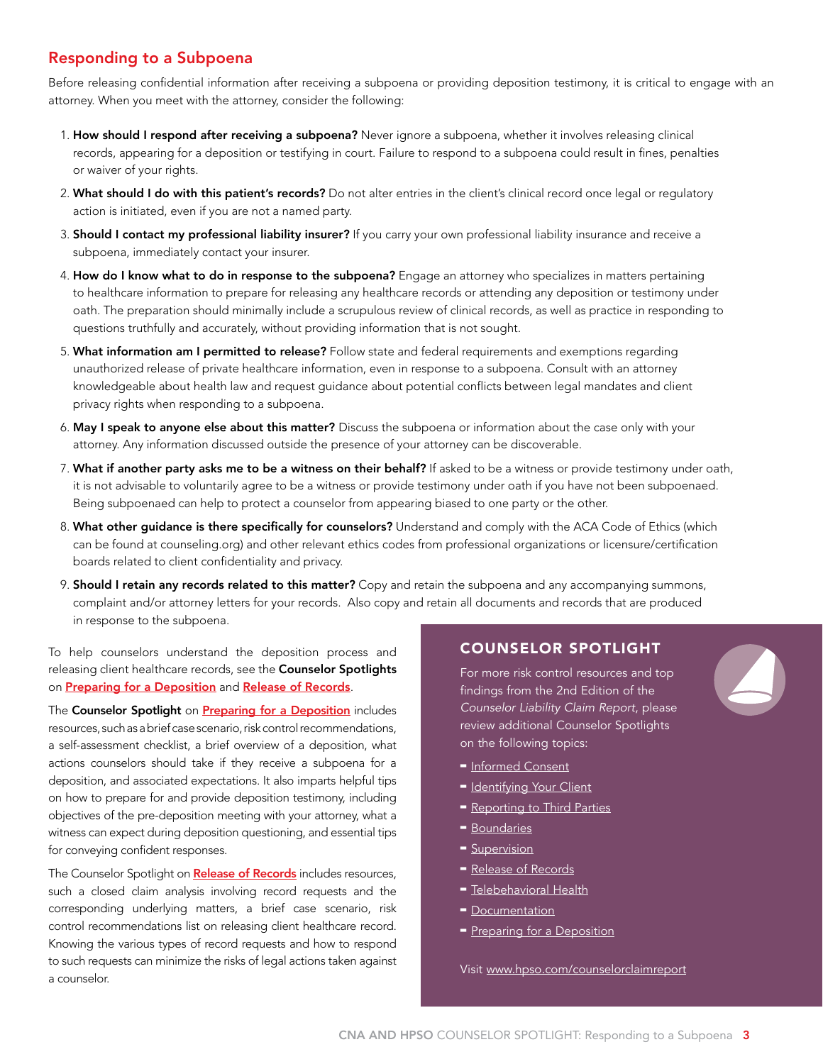## Responding to a Subpoena

Before releasing confidential information after receiving a subpoena or providing deposition testimony, it is critical to engage with an attorney. When you meet with the attorney, consider the following:

1. **How should I respond after receiving a subpoena?** Never ignore a subpoena, whether it involves releasing clinical records, appearing for a deposition or testifying in court. Failure to respond to a subpoena could result in fines, penalties or waiver of your rights.
2. **What should I do with this patient's records?** Do not alter entries in the client's clinical record once legal or regulatory action is initiated, even if you are not a named party.
3. **Should I contact my professional liability insurer?** If you carry your own professional liability insurance and receive a subpoena, immediately contact your insurer.
4. **How do I know what to do in response to the subpoena?** Engage an attorney who specializes in matters pertaining to healthcare information to prepare for releasing any healthcare records or attending any deposition or testimony under oath. The preparation should minimally include a scrupulous review of clinical records, as well as practice in responding to questions truthfully and accurately, without providing information that is not sought.
5. **What information am I permitted to release?** Follow state and federal requirements and exemptions regarding unauthorized release of private healthcare information, even in response to a subpoena. Consult with an attorney knowledgeable about health law and request guidance about potential conflicts between legal mandates and client privacy rights when responding to a subpoena.
6. **May I speak to anyone else about this matter?** Discuss the subpoena or information about the case only with your attorney. Any information discussed outside the presence of your attorney can be discoverable.
7. **What if another party asks me to be a witness on their behalf?** If asked to be a witness or provide testimony under oath, it is not advisable to voluntarily agree to be a witness or provide testimony under oath if you have not been subpoenaed. Being subpoenaed can help to protect a counselor from appearing biased to one party or the other.
8. **What other guidance is there specifically for counselors?** Understand and comply with the ACA Code of Ethics (which can be found at counseling.org) and other relevant ethics codes from professional organizations or licensure/certification boards related to client confidentiality and privacy.
9. **Should I retain any records related to this matter?** Copy and retain the subpoena and any accompanying summons, complaint and/or attorney letters for your records. Also copy and retain all documents and records that are produced in response to the subpoena.

To help counselors understand the deposition process and releasing client healthcare records, see the **Counselor Spotlights** on Preparing for a Deposition and Release of Records.

The **Counselor Spotlight** on Preparing for a Deposition includes resources, such as a brief case scenario, risk control recommendations, a self-assessment checklist, a brief overview of a deposition, what actions counselors should take if they receive a subpoena for a deposition, and associated expectations. It also imparts helpful tips on how to prepare for and provide deposition testimony, including objectives of the pre-deposition meeting with your attorney, what a witness can expect during deposition questioning, and essential tips for conveying confident responses.

The Counselor Spotlight on Release of Records includes resources, such a closed claim analysis involving record requests and the corresponding underlying matters, a brief case scenario, risk control recommendations list on releasing client healthcare record. Knowing the various types of record requests and how to respond to such requests can minimize the risks of legal actions taken against a counselor.

### COUNSELOR SPOTLIGHT

For more risk control resources and top findings from the 2nd Edition of the *Counselor Liability Claim Report*, please review additional Counselor Spotlights on the following topics:

- Informed Consent
- Identifying Your Client
- Reporting to Third Parties
- Boundaries
- Supervision
- Release of Records
- Telebehavioral Health
- Documentation
- Preparing for a Deposition

Visit www.hpso.com/counselorclaimreport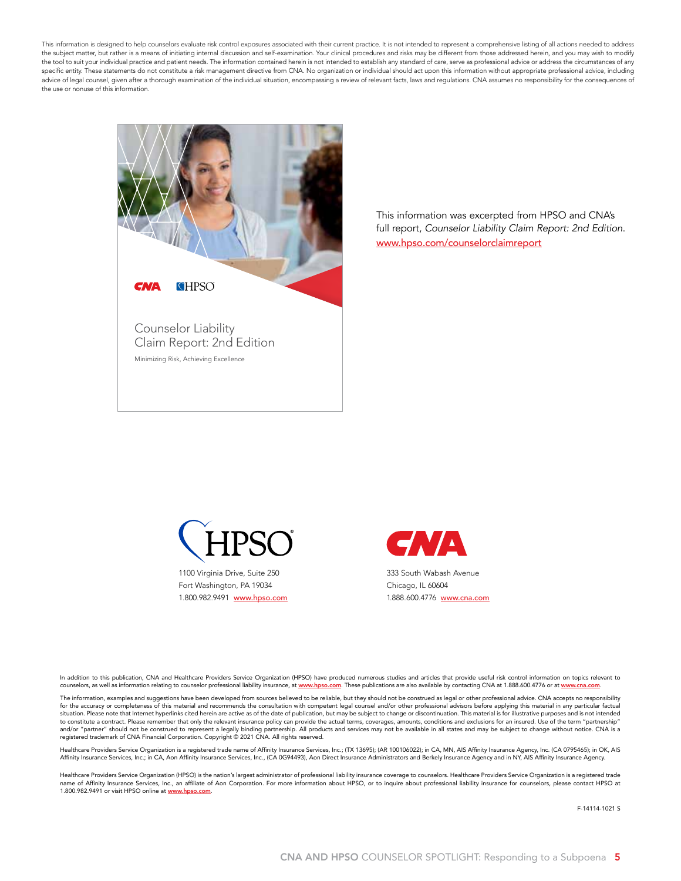This information is designed to help counselors evaluate risk control exposures associated with their current practice. It is not intended to represent a comprehensive listing of all actions needed to address the subject matter, but rather is a means of initiating internal discussion and self-examination. Your clinical procedures and risks may be different from those addressed herein, and you may wish to modify the tool to suit your individual practice and patient needs. The information contained herein is not intended to establish any standard of care, serve as professional advice or address the circumstances of any specific entity. These statements do not constitute a risk management directive from CNA. No organization or individual should act upon this information without appropriate professional advice, including advice of legal counsel, given after a thorough examination of the individual situation, encompassing a review of relevant facts, laws and regulations. CNA assumes no responsibility for the consequences of the use or nonuse of this information.

CNA HPSO

Counselor Liability Claim Report: 2nd Edition

Minimizing Risk, Achieving Excellence

This information was excerpted from HPSO and CNA's full report, *Counselor Liability Claim Report: 2nd Edition*. www.hpso.com/counselorclaimreport

HPSO

1100 Virginia Drive, Suite 250
Fort Washington, PA 19034
1.800.982.9491 www.hpso.com

CNA

333 South Wabash Avenue
Chicago, IL 60604
1.888.600.4776 www.cna.com

In addition to this publication, CNA and Healthcare Providers Service Organization (HPSO) have produced numerous studies and articles that provide useful risk control information on topics relevant to counselors, as well as information relating to counselor professional liability insurance, at www.hpso.com. These publications are also available by contacting CNA at 1.888.600.4776 or at www.cna.com.

The information, examples and suggestions have been developed from sources believed to be reliable, but they should not be construed as legal or other professional advice. CNA accepts no responsibility for the accuracy or completeness of this material and recommends the consultation with competent legal counsel and/or other professional advisors before applying this material in any particular factual situation. Please note that Internet hyperlinks cited herein are active as of the date of publication, but may be subject to change or discontinuation. This material is for illustrative purposes and is not intended to constitute a contract. Please remember that only the relevant insurance policy can provide the actual terms, coverages, amounts, conditions and exclusions for an insured. Use of the term "partnership" and/or "partner" should not be construed to represent a legally binding partnership. All products and services may not be available in all states and may be subject to change without notice. CNA is a registered trademark of CNA Financial Corporation. Copyright © 2021 CNA. All rights reserved.

Healthcare Providers Service Organization is a registered trade name of Affinity Insurance Services, Inc.; (TX 13695); (AR 100106022); in CA, MN, AIS Affinity Insurance Agency, Inc. (CA 0795465); in OK, AIS Affinity Insurance Services, Inc.; in CA, Aon Affinity Insurance Services, Inc., (CA 0G94493), Aon Direct Insurance Administrators and Berkely Insurance Agency and in NY, AIS Affinity Insurance Agency.

Healthcare Providers Service Organization (HPSO) is the nation's largest administrator of professional liability insurance coverage to counselors. Healthcare Providers Service Organization is a registered trade name of Affinity Insurance Services, Inc., an affiliate of Aon Corporation. For more information about HPSO, or to inquire about professional liability insurance for counselors, please contact HPSO at 1.800.982.9491 or visit HPSO online at www.hpso.com.

F-14114-1021 S